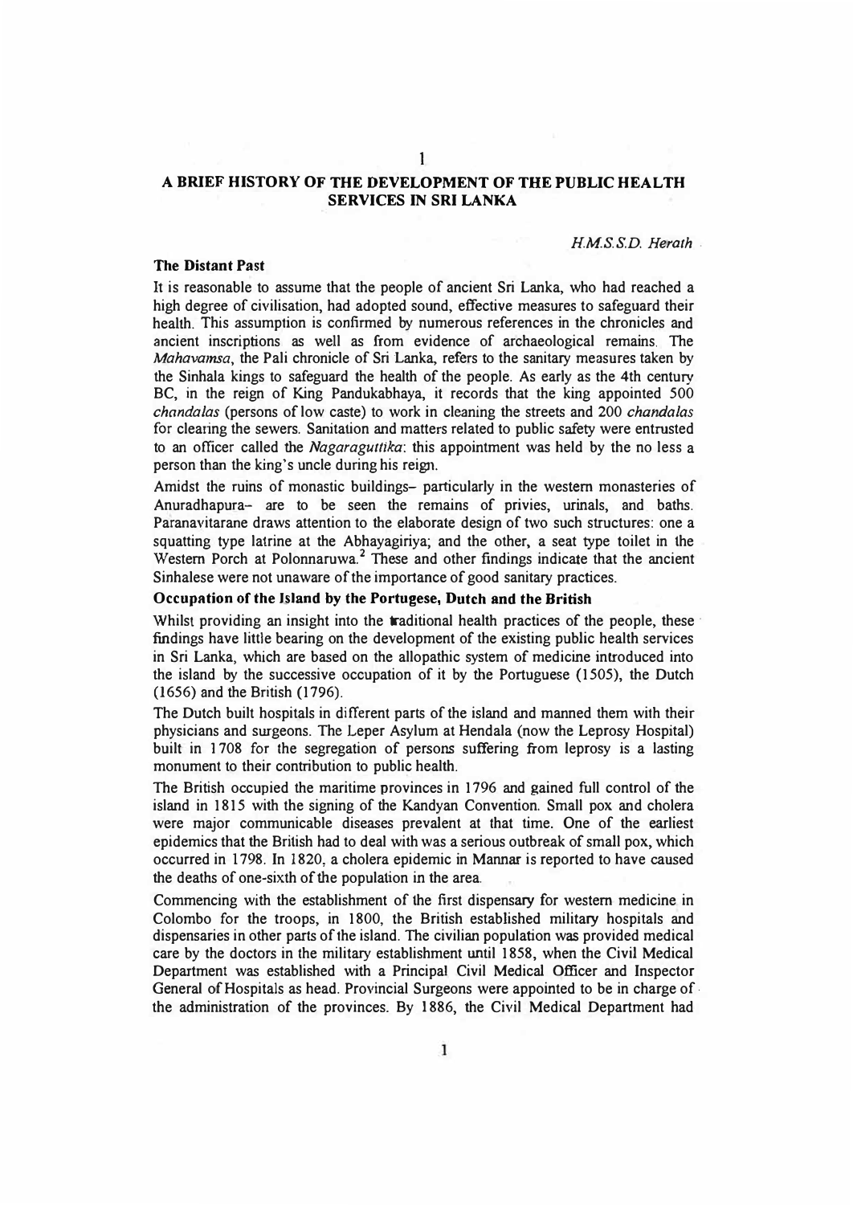# 1

# A BRIEF HISTORY OF THE DEVELOPMENT OF THE PUBLIC HEALTH SERVICES IN SRI LANKA

*H.M.S.S.D. Herath*

## The Distant Past

It is reasonable to assume that the people of ancient Sri Lanka, who had reached a high degree of civilisation, had adopted sound, effective measures to safeguard their health. This assumption is confirmed by numerous references in the chronicles and ancient inscriptions as well as from evidence of archaeological remains. The *Mahavamsa*, the Pali chronicle of Sri Lanka, refers to the sanitary measures taken by the Sinhala kings to safeguard the health of the people. As early as the 4th century BC, in the reign of King Pandukabhaya, it records that the king appointed 500 *chandalas* (persons of low caste) to work in cleaning the streets and 200 *chandalas* for clearing the sewers. Sanitation and matters related to public safety were entrusted to an officer called the *Nagaraguttika*: this appointment was held by the no less a person than the king's uncle during his reign.

Amidst the ruins of monastic buildings– particularly in the western monasteries of Anuradhapura– are to be seen the remains of privies, urinals, and baths. Paranavitarane draws attention to the elaborate design of two such structures: one a squatting type latrine at the Abhayagiriya; and the other, a seat type toilet in the Western Porch at Polonnaruwa.[2] These and other findings indicate that the ancient Sinhalese were not unaware of the importance of good sanitary practices.

## Occupation of the Island by the Portugese, Dutch and the British

Whilst providing an insight into the traditional health practices of the people, these findings have little bearing on the development of the existing public health services in Sri Lanka, which are based on the allopathic system of medicine introduced into the island by the successive occupation of it by the Portuguese (1505), the Dutch (1656) and the British (1796).

The Dutch built hospitals in different parts of the island and manned them with their physicians and surgeons. The Leper Asylum at Hendala (now the Leprosy Hospital) built in 1708 for the segregation of persons suffering from leprosy is a lasting monument to their contribution to public health.

The British occupied the maritime provinces in 1796 and gained full control of the island in 1815 with the signing of the Kandyan Convention. Small pox and cholera were major communicable diseases prevalent at that time. One of the earliest epidemics that the British had to deal with was a serious outbreak of small pox, which occurred in 1798. In 1820, a cholera epidemic in Mannar is reported to have caused the deaths of one-sixth of the population in the area.

Commencing with the establishment of the first dispensary for western medicine in Colombo for the troops, in 1800, the British established military hospitals and dispensaries in other parts of the island. The civilian population was provided medical care by the doctors in the military establishment until 1858, when the Civil Medical Department was established with a Principal Civil Medical Officer and Inspector General of Hospitals as head. Provincial Surgeons were appointed to be in charge of the administration of the provinces. By 1886, the Civil Medical Department had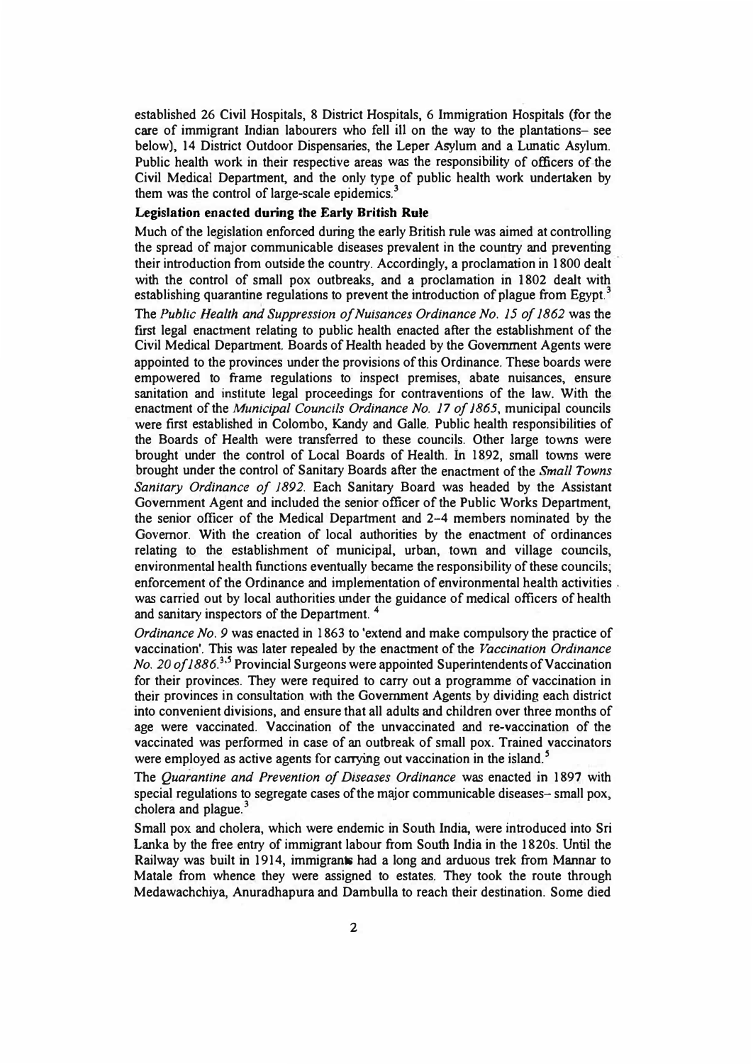established 26 Civil Hospitals, 8 District Hospitals, 6 Immigration Hospitals (for the care of immigrant Indian labourers who fell ill on the way to the plantations– see below), 14 District Outdoor Dispensaries, the Leper Asylum and a Lunatic Asylum. Public health work in their respective areas was the responsibility of officers of the Civil Medical Department, and the only type of public health work undertaken by them was the control of large-scale epidemics.[3]

**Legislation enacted during the Early British Rule**

Much of the legislation enforced during the early British rule was aimed at controlling the spread of major communicable diseases prevalent in the country and preventing their introduction from outside the country. Accordingly, a proclamation in 1800 dealt with the control of small pox outbreaks, and a proclamation in 1802 dealt with establishing quarantine regulations to prevent the introduction of plague from Egypt.[3]

The *Public Health and Suppression of Nuisances Ordinance No. 15 of 1862* was the first legal enactment relating to public health enacted after the establishment of the Civil Medical Department. Boards of Health headed by the Government Agents were appointed to the provinces under the provisions of this Ordinance. These boards were empowered to frame regulations to inspect premises, abate nuisances, ensure sanitation and institute legal proceedings for contraventions of the law. With the enactment of the *Municipal Councils Ordinance No. 17 of 1865*, municipal councils were first established in Colombo, Kandy and Galle. Public health responsibilities of the Boards of Health were transferred to these councils. Other large towns were brought under the control of Local Boards of Health. In 1892, small towns were brought under the control of Sanitary Boards after the enactment of the *Small Towns Sanitary Ordinance of 1892*. Each Sanitary Board was headed by the Assistant Government Agent and included the senior officer of the Public Works Department, the senior officer of the Medical Department and 2–4 members nominated by the Governor. With the creation of local authorities by the enactment of ordinances relating to the establishment of municipal, urban, town and village councils, environmental health functions eventually became the responsibility of these councils; enforcement of the Ordinance and implementation of environmental health activities was carried out by local authorities under the guidance of medical officers of health and sanitary inspectors of the Department.[4]

*Ordinance No. 9* was enacted in 1863 to 'extend and make compulsory the practice of vaccination'. This was later repealed by the enactment of the *Vaccination Ordinance No. 20 of 1886*.[3,5] Provincial Surgeons were appointed Superintendents of Vaccination for their provinces. They were required to carry out a programme of vaccination in their provinces in consultation with the Government Agents by dividing each district into convenient divisions, and ensure that all adults and children over three months of age were vaccinated. Vaccination of the unvaccinated and re-vaccination of the vaccinated was performed in case of an outbreak of small pox. Trained vaccinators were employed as active agents for carrying out vaccination in the island.[5]

The *Quarantine and Prevention of Diseases Ordinance* was enacted in 1897 with special regulations to segregate cases of the major communicable diseases– small pox, cholera and plague.[3]

Small pox and cholera, which were endemic in South India, were introduced into Sri Lanka by the free entry of immigrant labour from South India in the 1820s. Until the Railway was built in 1914, immigrants had a long and arduous trek from Mannar to Matale from whence they were assigned to estates. They took the route through Medawachchiya, Anuradhapura and Dambulla to reach their destination. Some died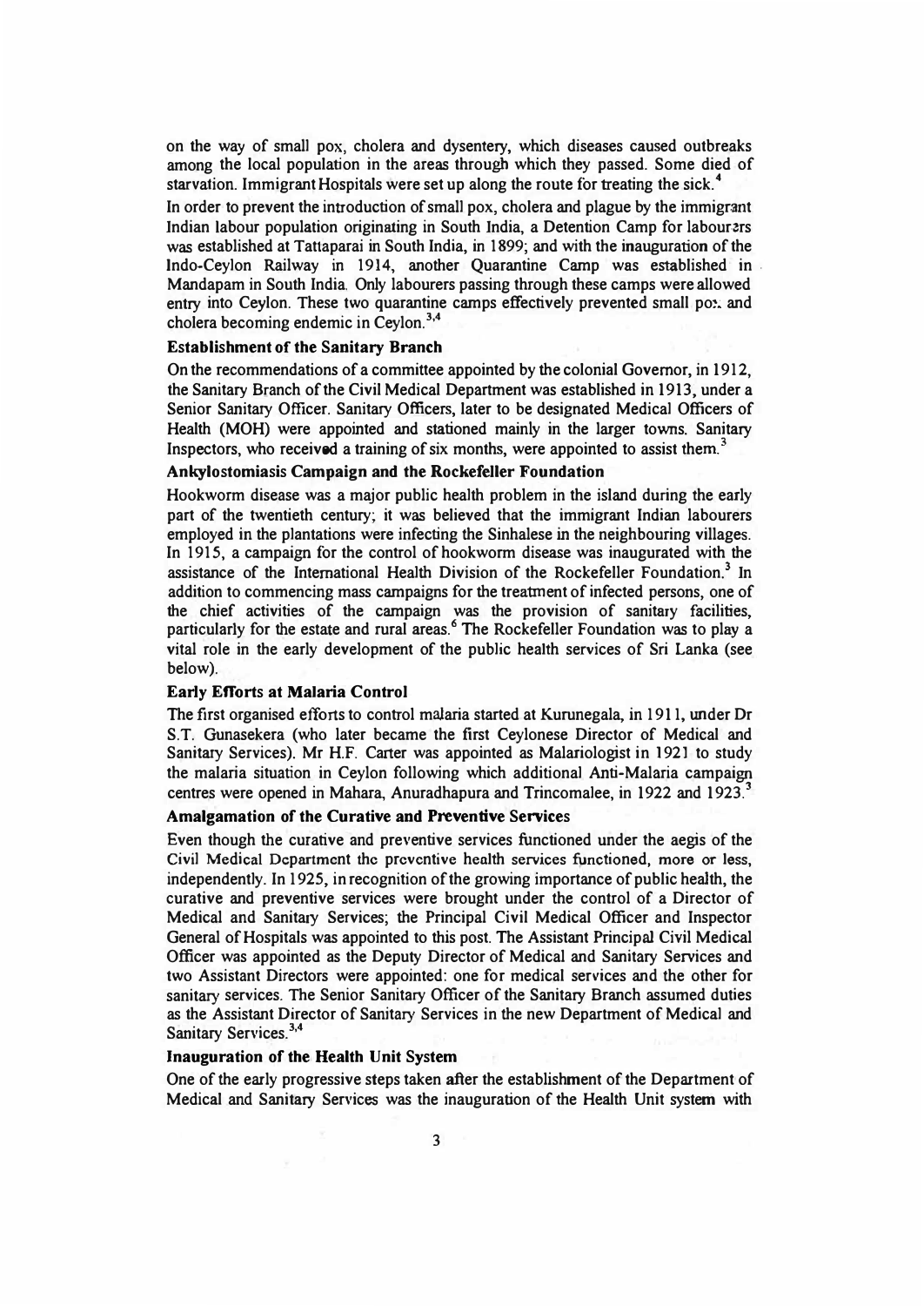on the way of small pox, cholera and dysentery, which diseases caused outbreaks among the local population in the areas through which they passed. Some died of starvation. Immigrant Hospitals were set up along the route for treating the sick.[4]

In order to prevent the introduction of small pox, cholera and plague by the immigrant Indian labour population originating in South India, a Detention Camp for labourers was established at Tattaparai in South India, in 1899; and with the inauguration of the Indo-Ceylon Railway in 1914, another Quarantine Camp was established in Mandapam in South India. Only labourers passing through these camps were allowed entry into Ceylon. These two quarantine camps effectively prevented small pox and cholera becoming endemic in Ceylon.[3,4]

### Establishment of the Sanitary Branch

On the recommendations of a committee appointed by the colonial Governor, in 1912, the Sanitary Branch of the Civil Medical Department was established in 1913, under a Senior Sanitary Officer. Sanitary Officers, later to be designated Medical Officers of Health (MOH) were appointed and stationed mainly in the larger towns. Sanitary Inspectors, who received a training of six months, were appointed to assist them.[3]

### Ankylostomiasis Campaign and the Rockefeller Foundation

Hookworm disease was a major public health problem in the island during the early part of the twentieth century; it was believed that the immigrant Indian labourers employed in the plantations were infecting the Sinhalese in the neighbouring villages. In 1915, a campaign for the control of hookworm disease was inaugurated with the assistance of the International Health Division of the Rockefeller Foundation.[3] In addition to commencing mass campaigns for the treatment of infected persons, one of the chief activities of the campaign was the provision of sanitary facilities, particularly for the estate and rural areas.[6] The Rockefeller Foundation was to play a vital role in the early development of the public health services of Sri Lanka (see below).

### Early Efforts at Malaria Control

The first organised efforts to control malaria started at Kurunegala, in 1911, under Dr S.T. Gunasekera (who later became the first Ceylonese Director of Medical and Sanitary Services). Mr H.F. Carter was appointed as Malariologist in 1921 to study the malaria situation in Ceylon following which additional Anti-Malaria campaign centres were opened in Mahara, Anuradhapura and Trincomalee, in 1922 and 1923.[3]

### Amalgamation of the Curative and Preventive Services

Even though the curative and preventive services functioned under the aegis of the Civil Medical Department the preventive health services functioned, more or less, independently. In 1925, in recognition of the growing importance of public health, the curative and preventive services were brought under the control of a Director of Medical and Sanitary Services; the Principal Civil Medical Officer and Inspector General of Hospitals was appointed to this post. The Assistant Principal Civil Medical Officer was appointed as the Deputy Director of Medical and Sanitary Services and two Assistant Directors were appointed: one for medical services and the other for sanitary services. The Senior Sanitary Officer of the Sanitary Branch assumed duties as the Assistant Director of Sanitary Services in the new Department of Medical and Sanitary Services.[3,4]

### Inauguration of the Health Unit System

One of the early progressive steps taken after the establishment of the Department of Medical and Sanitary Services was the inauguration of the Health Unit system with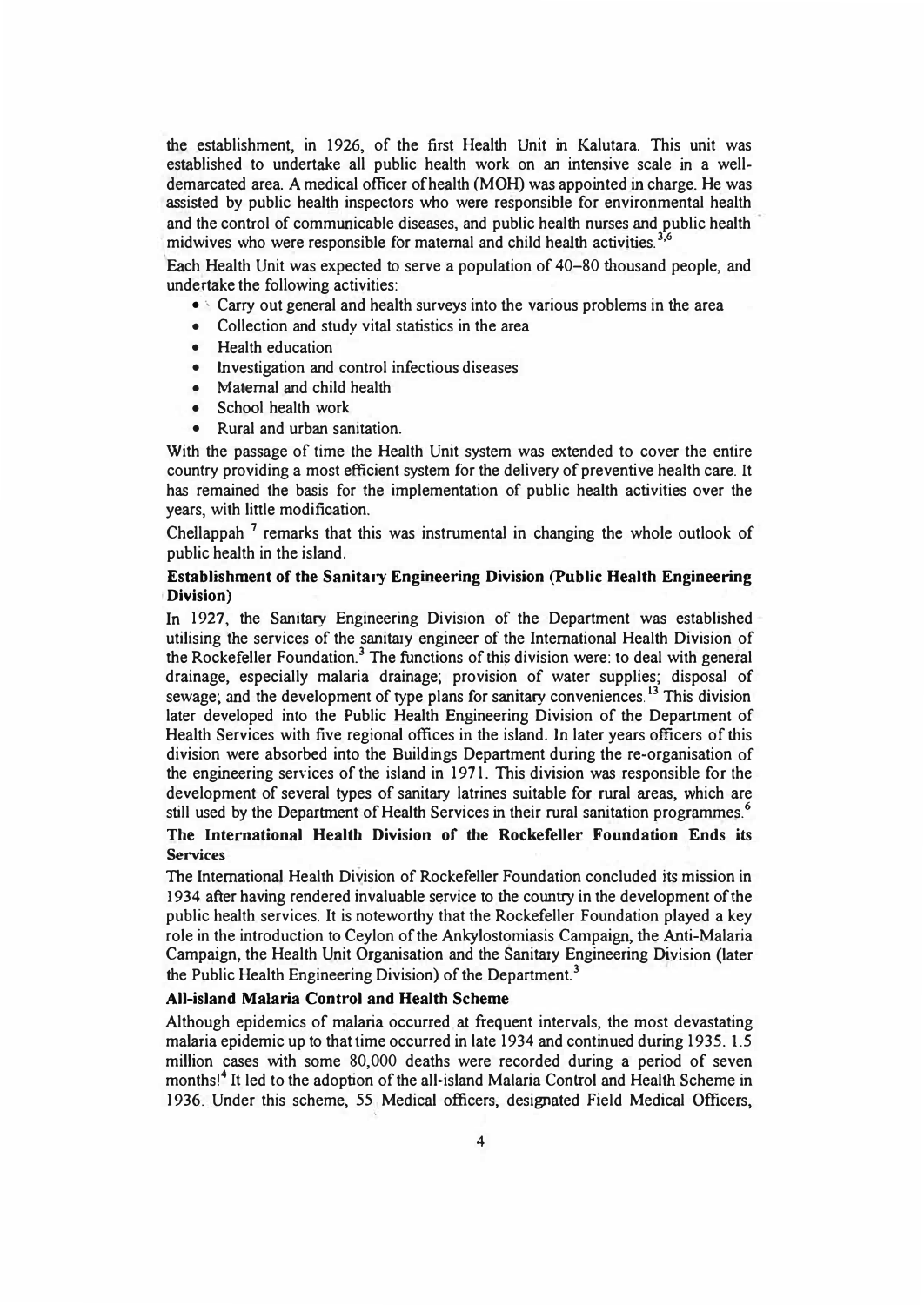the establishment, in 1926, of the first Health Unit in Kalutara. This unit was established to undertake all public health work on an intensive scale in a well-demarcated area. A medical officer of health (MOH) was appointed in charge. He was assisted by public health inspectors who were responsible for environmental health and the control of communicable diseases, and public health nurses and public health midwives who were responsible for maternal and child health activities.[3,6]

Each Health Unit was expected to serve a population of 40–80 thousand people, and undertake the following activities:

- Carry out general and health surveys into the various problems in the area
- Collection and study vital statistics in the area
- Health education
- Investigation and control infectious diseases
- Maternal and child health
- School health work
- Rural and urban sanitation.

With the passage of time the Health Unit system was extended to cover the entire country providing a most efficient system for the delivery of preventive health care. It has remained the basis for the implementation of public health activities over the years, with little modification.

Chellappah [7] remarks that this was instrumental in changing the whole outlook of public health in the island.

### Establishment of the Sanitary Engineering Division (Public Health Engineering Division)

In 1927, the Sanitary Engineering Division of the Department was established utilising the services of the sanitary engineer of the International Health Division of the Rockefeller Foundation.[3] The functions of this division were: to deal with general drainage, especially malaria drainage; provision of water supplies; disposal of sewage; and the development of type plans for sanitary conveniences.[13] This division later developed into the Public Health Engineering Division of the Department of Health Services with five regional offices in the island. In later years officers of this division were absorbed into the Buildings Department during the re-organisation of the engineering services of the island in 1971. This division was responsible for the development of several types of sanitary latrines suitable for rural areas, which are still used by the Department of Health Services in their rural sanitation programmes.[6]

### The International Health Division of the Rockefeller Foundation Ends its Services

The International Health Division of Rockefeller Foundation concluded its mission in 1934 after having rendered invaluable service to the country in the development of the public health services. It is noteworthy that the Rockefeller Foundation played a key role in the introduction to Ceylon of the Ankylostomiasis Campaign, the Anti-Malaria Campaign, the Health Unit Organisation and the Sanitary Engineering Division (later the Public Health Engineering Division) of the Department.[3]

### All-island Malaria Control and Health Scheme

Although epidemics of malaria occurred at frequent intervals, the most devastating malaria epidemic up to that time occurred in late 1934 and continued during 1935. 1.5 million cases with some 80,000 deaths were recorded during a period of seven months![4] It led to the adoption of the all-island Malaria Control and Health Scheme in 1936. Under this scheme, 55 Medical officers, designated Field Medical Officers,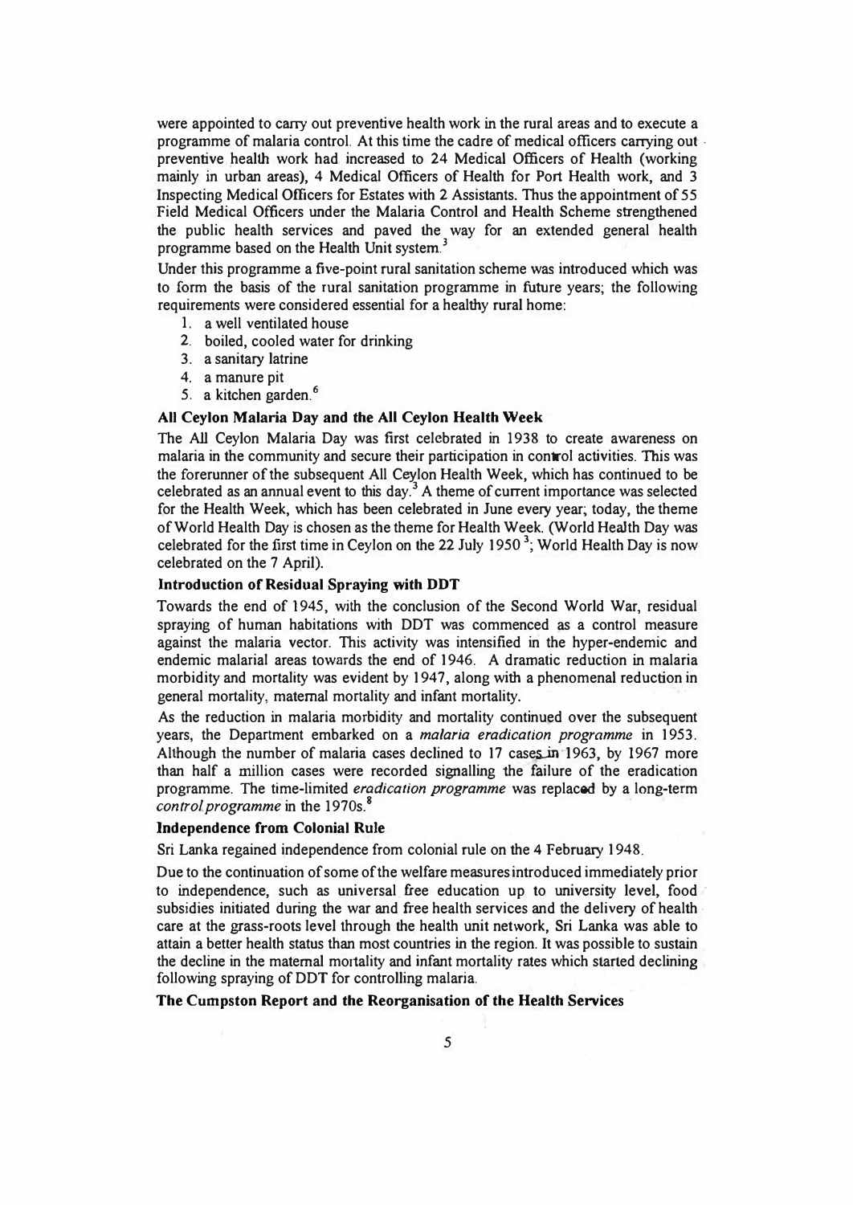were appointed to carry out preventive health work in the rural areas and to execute a programme of malaria control. At this time the cadre of medical officers carrying out preventive health work had increased to 24 Medical Officers of Health (working mainly in urban areas), 4 Medical Officers of Health for Port Health work, and 3 Inspecting Medical Officers for Estates with 2 Assistants. Thus the appointment of 55 Field Medical Officers under the Malaria Control and Health Scheme strengthened the public health services and paved the way for an extended general health programme based on the Health Unit system.[3]

Under this programme a five-point rural sanitation scheme was introduced which was to form the basis of the rural sanitation programme in future years; the following requirements were considered essential for a healthy rural home:

1. a well ventilated house
2. boiled, cooled water for drinking
3. a sanitary latrine
4. a manure pit
5. a kitchen garden.[6]

**All Ceylon Malaria Day and the All Ceylon Health Week**

The All Ceylon Malaria Day was first celebrated in 1938 to create awareness on malaria in the community and secure their participation in control activities. This was the forerunner of the subsequent All Ceylon Health Week, which has continued to be celebrated as an annual event to this day.[3] A theme of current importance was selected for the Health Week, which has been celebrated in June every year; today, the theme of World Health Day is chosen as the theme for Health Week. (World Health Day was celebrated for the first time in Ceylon on the 22 July 1950[3]; World Health Day is now celebrated on the 7 April).

**Introduction of Residual Spraying with DDT**

Towards the end of 1945, with the conclusion of the Second World War, residual spraying of human habitations with DDT was commenced as a control measure against the malaria vector. This activity was intensified in the hyper-endemic and endemic malarial areas towards the end of 1946. A dramatic reduction in malaria morbidity and mortality was evident by 1947, along with a phenomenal reduction in general mortality, maternal mortality and infant mortality.

As the reduction in malaria morbidity and mortality continued over the subsequent years, the Department embarked on a *malaria eradication programme* in 1953. Although the number of malaria cases declined to 17 cases in 1963, by 1967 more than half a million cases were recorded signalling the failure of the eradication programme. The time-limited *eradication programme* was replaced by a long-term *control programme* in the 1970s.[8]

**Independence from Colonial Rule**

Sri Lanka regained independence from colonial rule on the 4 February 1948.

Due to the continuation of some of the welfare measures introduced immediately prior to independence, such as universal free education up to university level, food subsidies initiated during the war and free health services and the delivery of health care at the grass-roots level through the health unit network, Sri Lanka was able to attain a better health status than most countries in the region. It was possible to sustain the decline in the maternal mortality and infant mortality rates which started declining following spraying of DDT for controlling malaria.

**The Cumpston Report and the Reorganisation of the Health Services**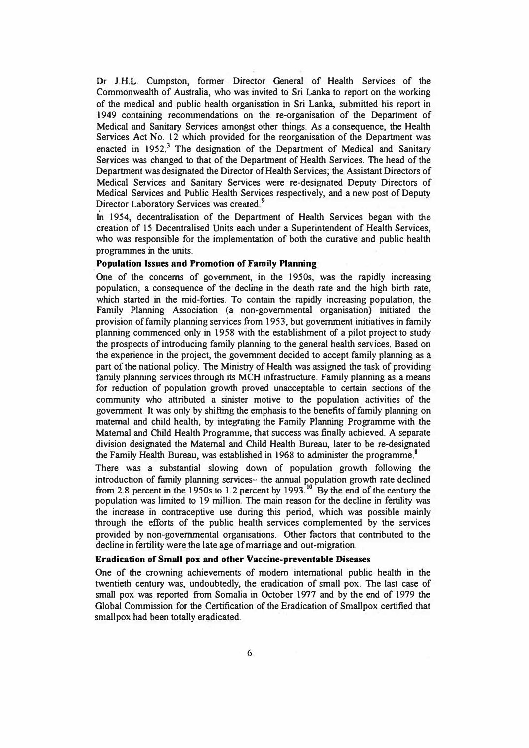Dr J.H.L. Cumpston, former Director General of Health Services of the Commonwealth of Australia, who was invited to Sri Lanka to report on the working of the medical and public health organisation in Sri Lanka, submitted his report in 1949 containing recommendations on the re-organisation of the Department of Medical and Sanitary Services amongst other things. As a consequence, the Health Services Act No. 12 which provided for the reorganisation of the Department was enacted in 1952.[3] The designation of the Department of Medical and Sanitary Services was changed to that of the Department of Health Services. The head of the Department was designated the Director of Health Services; the Assistant Directors of Medical Services and Sanitary Services were re-designated Deputy Directors of Medical Services and Public Health Services respectively, and a new post of Deputy Director Laboratory Services was created.[9]

In 1954, decentralisation of the Department of Health Services began with the creation of 15 Decentralised Units each under a Superintendent of Health Services, who was responsible for the implementation of both the curative and public health programmes in the units.

**Population Issues and Promotion of Family Planning**

One of the concerns of government, in the 1950s, was the rapidly increasing population, a consequence of the decline in the death rate and the high birth rate, which started in the mid-forties. To contain the rapidly increasing population, the Family Planning Association (a non-governmental organisation) initiated the provision of family planning services from 1953, but government initiatives in family planning commenced only in 1958 with the establishment of a pilot project to study the prospects of introducing family planning to the general health services. Based on the experience in the project, the government decided to accept family planning as a part of the national policy. The Ministry of Health was assigned the task of providing family planning services through its MCH infrastructure. Family planning as a means for reduction of population growth proved unacceptable to certain sections of the community who attributed a sinister motive to the population activities of the government. It was only by shifting the emphasis to the benefits of family planning on maternal and child health, by integrating the Family Planning Programme with the Maternal and Child Health Programme, that success was finally achieved. A separate division designated the Maternal and Child Health Bureau, later to be re-designated the Family Health Bureau, was established in 1968 to administer the programme.[8]

There was a substantial slowing down of population growth following the introduction of family planning services– the annual population growth rate declined from 2.8 percent in the 1950s to 1.2 percent by 1993.[10] By the end of the century the population was limited to 19 million. The main reason for the decline in fertility was the increase in contraceptive use during this period, which was possible mainly through the efforts of the public health services complemented by the services provided by non-governmental organisations. Other factors that contributed to the decline in fertility were the late age of marriage and out-migration.

**Eradication of Small pox and other Vaccine-preventable Diseases**

One of the crowning achievements of modern international public health in the twentieth century was, undoubtedly, the eradication of small pox. The last case of small pox was reported from Somalia in October 1977 and by the end of 1979 the Global Commission for the Certification of the Eradication of Smallpox certified that smallpox had been totally eradicated.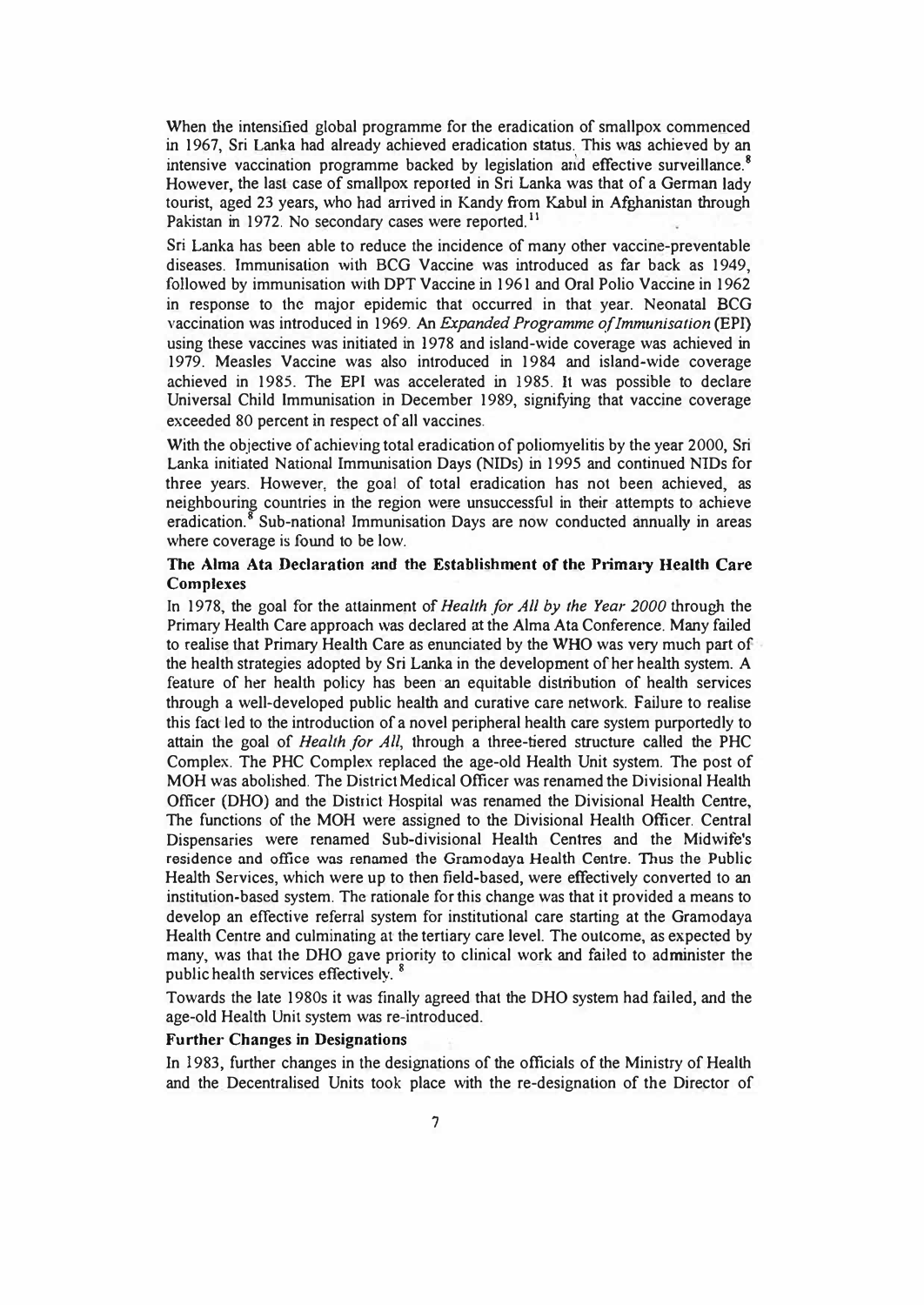When the intensified global programme for the eradication of smallpox commenced in 1967, Sri Lanka had already achieved eradication status. This was achieved by an intensive vaccination programme backed by legislation and effective surveillance.[8] However, the last case of smallpox reported in Sri Lanka was that of a German lady tourist, aged 23 years, who had arrived in Kandy from Kabul in Afghanistan through Pakistan in 1972. No secondary cases were reported.[11]

Sri Lanka has been able to reduce the incidence of many other vaccine-preventable diseases. Immunisation with BCG Vaccine was introduced as far back as 1949, followed by immunisation with DPT Vaccine in 1961 and Oral Polio Vaccine in 1962 in response to the major epidemic that occurred in that year. Neonatal BCG vaccination was introduced in 1969. An *Expanded Programme of Immunisation* (EPI) using these vaccines was initiated in 1978 and island-wide coverage was achieved in 1979. Measles Vaccine was also introduced in 1984 and island-wide coverage achieved in 1985. The EPI was accelerated in 1985. It was possible to declare Universal Child Immunisation in December 1989, signifying that vaccine coverage exceeded 80 percent in respect of all vaccines.

With the objective of achieving total eradication of poliomyelitis by the year 2000, Sri Lanka initiated National Immunisation Days (NIDs) in 1995 and continued NIDs for three years. However, the goal of total eradication has not been achieved, as neighbouring countries in the region were unsuccessful in their attempts to achieve eradication.[8] Sub-national Immunisation Days are now conducted annually in areas where coverage is found to be low.

**The Alma Ata Declaration and the Establishment of the Primary Health Care Complexes**

In 1978, the goal for the attainment of *Health for All by the Year 2000* through the Primary Health Care approach was declared at the Alma Ata Conference. Many failed to realise that Primary Health Care as enunciated by the WHO was very much part of the health strategies adopted by Sri Lanka in the development of her health system. A feature of her health policy has been an equitable distribution of health services through a well-developed public health and curative care network. Failure to realise this fact led to the introduction of a novel peripheral health care system purportedly to attain the goal of *Health for All*, through a three-tiered structure called the PHC Complex. The PHC Complex replaced the age-old Health Unit system. The post of MOH was abolished. The District Medical Officer was renamed the Divisional Health Officer (DHO) and the District Hospital was renamed the Divisional Health Centre, The functions of the MOH were assigned to the Divisional Health Officer. Central Dispensaries were renamed Sub-divisional Health Centres and the Midwife's residence and office was renamed the Gramodaya Health Centre. Thus the Public Health Services, which were up to then field-based, were effectively converted to an institution-based system. The rationale for this change was that it provided a means to develop an effective referral system for institutional care starting at the Gramodaya Health Centre and culminating at the tertiary care level. The outcome, as expected by many, was that the DHO gave priority to clinical work and failed to administer the public health services effectively.[8]

Towards the late 1980s it was finally agreed that the DHO system had failed, and the age-old Health Unit system was re-introduced.

**Further Changes in Designations**

In 1983, further changes in the designations of the officials of the Ministry of Health and the Decentralised Units took place with the re-designation of the Director of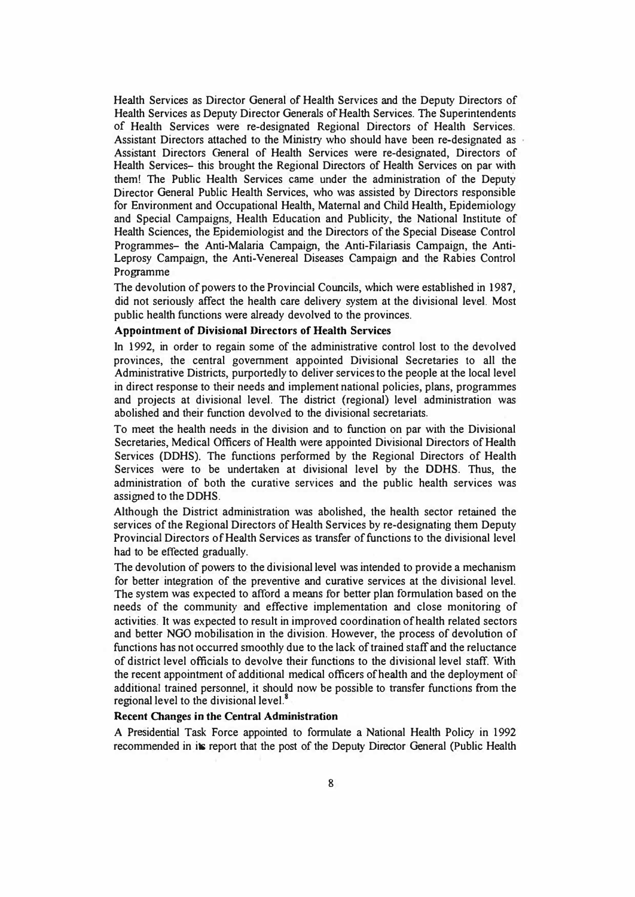Health Services as Director General of Health Services and the Deputy Directors of Health Services as Deputy Director Generals of Health Services. The Superintendents of Health Services were re-designated Regional Directors of Health Services. Assistant Directors attached to the Ministry who should have been re-designated as Assistant Directors General of Health Services were re-designated, Directors of Health Services– this brought the Regional Directors of Health Services on par with them! The Public Health Services came under the administration of the Deputy Director General Public Health Services, who was assisted by Directors responsible for Environment and Occupational Health, Maternal and Child Health, Epidemiology and Special Campaigns, Health Education and Publicity, the National Institute of Health Sciences, the Epidemiologist and the Directors of the Special Disease Control Programmes– the Anti-Malaria Campaign, the Anti-Filariasis Campaign, the Anti-Leprosy Campaign, the Anti-Venereal Diseases Campaign and the Rabies Control Programme

The devolution of powers to the Provincial Councils, which were established in 1987, did not seriously affect the health care delivery system at the divisional level. Most public health functions were already devolved to the provinces.

**Appointment of Divisional Directors of Health Services**

In 1992, in order to regain some of the administrative control lost to the devolved provinces, the central government appointed Divisional Secretaries to all the Administrative Districts, purportedly to deliver services to the people at the local level in direct response to their needs and implement national policies, plans, programmes and projects at divisional level. The district (regional) level administration was abolished and their function devolved to the divisional secretariats.

To meet the health needs in the division and to function on par with the Divisional Secretaries, Medical Officers of Health were appointed Divisional Directors of Health Services (DDHS). The functions performed by the Regional Directors of Health Services were to be undertaken at divisional level by the DDHS. Thus, the administration of both the curative services and the public health services was assigned to the DDHS.

Although the District administration was abolished, the health sector retained the services of the Regional Directors of Health Services by re-designating them Deputy Provincial Directors of Health Services as transfer of functions to the divisional level had to be effected gradually.

The devolution of powers to the divisional level was intended to provide a mechanism for better integration of the preventive and curative services at the divisional level. The system was expected to afford a means for better plan formulation based on the needs of the community and effective implementation and close monitoring of activities. It was expected to result in improved coordination of health related sectors and better NGO mobilisation in the division. However, the process of devolution of functions has not occurred smoothly due to the lack of trained staff and the reluctance of district level officials to devolve their functions to the divisional level staff. With the recent appointment of additional medical officers of health and the deployment of additional trained personnel, it should now be possible to transfer functions from the regional level to the divisional level.[8]

**Recent Changes in the Central Administration**

A Presidential Task Force appointed to formulate a National Health Policy in 1992 recommended in its report that the post of the Deputy Director General (Public Health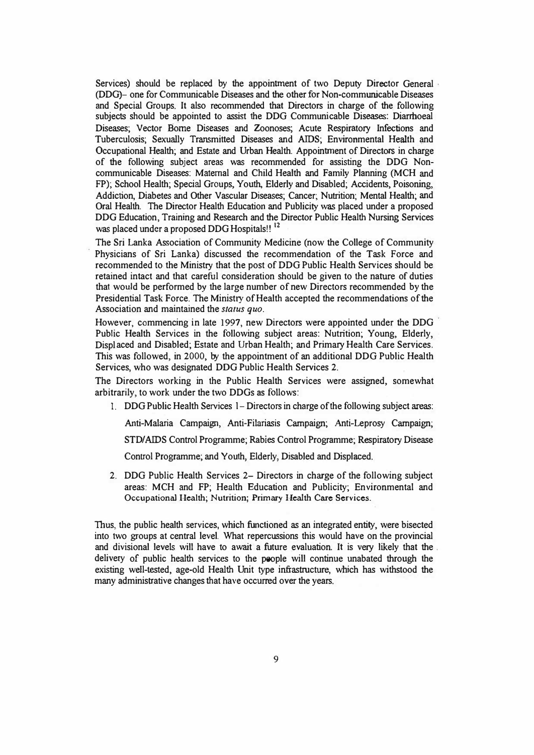Services) should be replaced by the appointment of two Deputy Director General (DDG)– one for Communicable Diseases and the other for Non-communicable Diseases and Special Groups. It also recommended that Directors in charge of the following subjects should be appointed to assist the DDG Communicable Diseases: Diarrhoeal Diseases; Vector Borne Diseases and Zoonoses; Acute Respiratory Infections and Tuberculosis; Sexually Transmitted Diseases and AIDS; Environmental Health and Occupational Health; and Estate and Urban Health. Appointment of Directors in charge of the following subject areas was recommended for assisting the DDG Non-communicable Diseases: Maternal and Child Health and Family Planning (MCH and FP); School Health; Special Groups, Youth, Elderly and Disabled; Accidents, Poisoning, Addiction, Diabetes and Other Vascular Diseases; Cancer; Nutrition; Mental Health; and Oral Health. The Director Health Education and Publicity was placed under a proposed DDG Education, Training and Research and the Director Public Health Nursing Services was placed under a proposed DDG Hospitals!! [12]

The Sri Lanka Association of Community Medicine (now the College of Community Physicians of Sri Lanka) discussed the recommendation of the Task Force and recommended to the Ministry that the post of DDG Public Health Services should be retained intact and that careful consideration should be given to the nature of duties that would be performed by the large number of new Directors recommended by the Presidential Task Force. The Ministry of Health accepted the recommendations of the Association and maintained the *status quo*.

However, commencing in late 1997, new Directors were appointed under the DDG Public Health Services in the following subject areas: Nutrition; Young, Elderly, Displaced and Disabled; Estate and Urban Health; and Primary Health Care Services. This was followed, in 2000, by the appointment of an additional DDG Public Health Services, who was designated DDG Public Health Services 2.

The Directors working in the Public Health Services were assigned, somewhat arbitrarily, to work under the two DDGs as follows:

1. DDG Public Health Services 1 – Directors in charge of the following subject areas: Anti-Malaria Campaign, Anti-Filariasis Campaign; Anti-Leprosy Campaign; STD/AIDS Control Programme; Rabies Control Programme; Respiratory Disease Control Programme; and Youth, Elderly, Disabled and Displaced.

2. DDG Public Health Services 2– Directors in charge of the following subject areas: MCH and FP; Health Education and Publicity; Environmental and Occupational Health; Nutrition; Primary Health Care Services.

Thus, the public health services, which functioned as an integrated entity, were bisected into two groups at central level. What repercussions this would have on the provincial and divisional levels will have to await a future evaluation. It is very likely that the delivery of public health services to the people will continue unabated through the existing well-tested, age-old Health Unit type infrastructure, which has withstood the many administrative changes that have occurred over the years.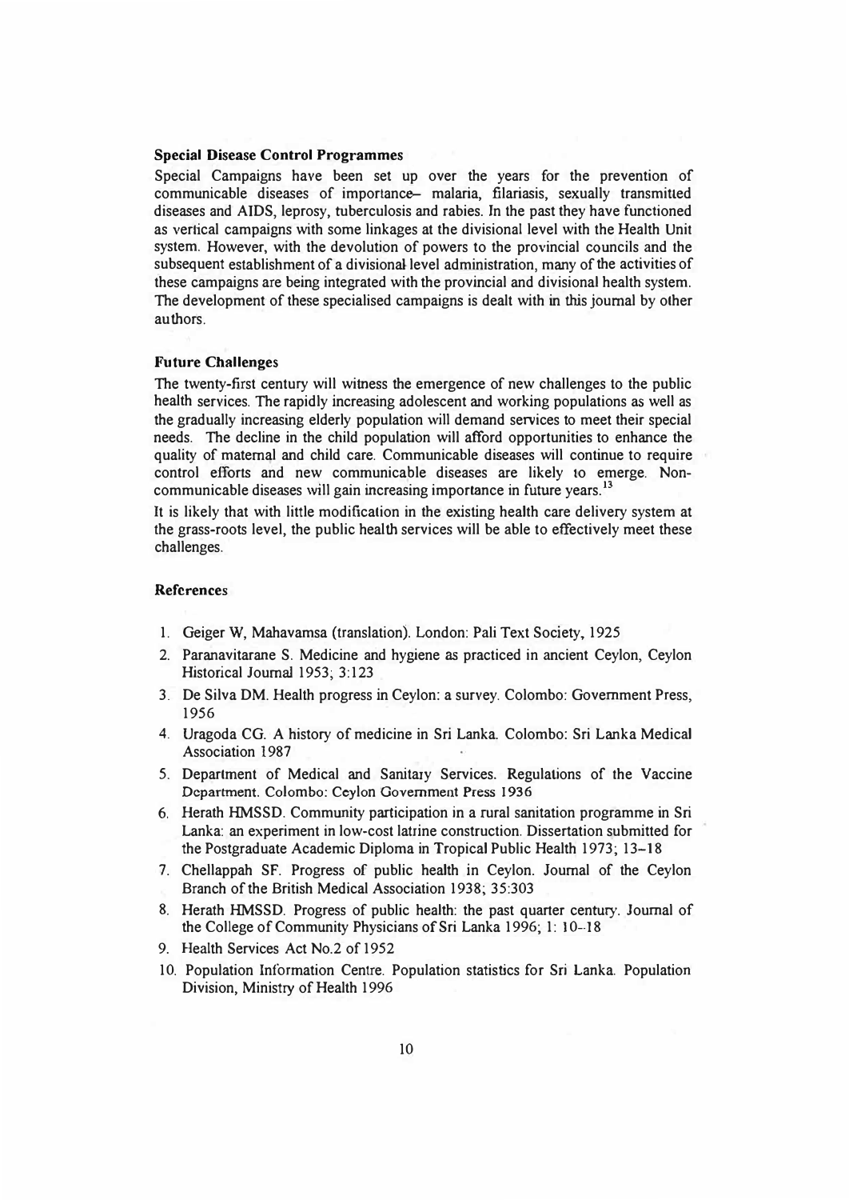### Special Disease Control Programmes

Special Campaigns have been set up over the years for the prevention of communicable diseases of importance– malaria, filariasis, sexually transmitted diseases and AIDS, leprosy, tuberculosis and rabies. In the past they have functioned as vertical campaigns with some linkages at the divisional level with the Health Unit system. However, with the devolution of powers to the provincial councils and the subsequent establishment of a divisional level administration, many of the activities of these campaigns are being integrated with the provincial and divisional health system. The development of these specialised campaigns is dealt with in this journal by other authors.

### Future Challenges

The twenty-first century will witness the emergence of new challenges to the public health services. The rapidly increasing adolescent and working populations as well as the gradually increasing elderly population will demand services to meet their special needs. The decline in the child population will afford opportunities to enhance the quality of maternal and child care. Communicable diseases will continue to require control efforts and new communicable diseases are likely to emerge. Non-communicable diseases will gain increasing importance in future years.[13]

It is likely that with little modification in the existing health care delivery system at the grass-roots level, the public health services will be able to effectively meet these challenges.

### References

1. Geiger W, Mahavamsa (translation). London: Pali Text Society, 1925
2. Paranavitarane S. Medicine and hygiene as practiced in ancient Ceylon, Ceylon Historical Journal 1953; 3:123
3. De Silva DM. Health progress in Ceylon: a survey. Colombo: Government Press, 1956
4. Uragoda CG. A history of medicine in Sri Lanka. Colombo: Sri Lanka Medical Association 1987
5. Department of Medical and Sanitary Services. Regulations of the Vaccine Department. Colombo: Ceylon Government Press 1936
6. Herath HMSSD. Community participation in a rural sanitation programme in Sri Lanka: an experiment in low-cost latrine construction. Dissertation submitted for the Postgraduate Academic Diploma in Tropical Public Health 1973; 13–18
7. Chellappah SF. Progress of public health in Ceylon. Journal of the Ceylon Branch of the British Medical Association 1938; 35:303
8. Herath HMSSD. Progress of public health: the past quarter century. Journal of the College of Community Physicians of Sri Lanka 1996; 1: 10–18
9. Health Services Act No.2 of 1952
10. Population Information Centre. Population statistics for Sri Lanka. Population Division, Ministry of Health 1996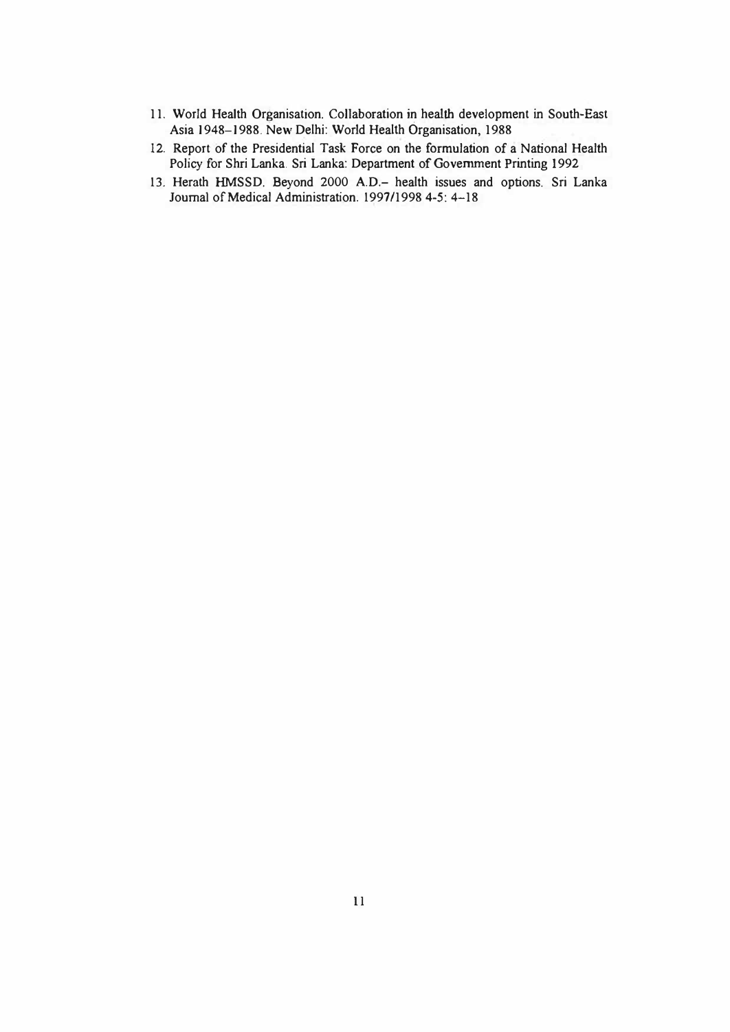11. World Health Organisation. Collaboration in health development in South-East Asia 1948–1988. New Delhi: World Health Organisation, 1988
12. Report of the Presidential Task Force on the formulation of a National Health Policy for Shri Lanka. Sri Lanka: Department of Government Printing 1992
13. Herath HMSSD. Beyond 2000 A.D.– health issues and options. Sri Lanka Journal of Medical Administration. 1997/1998 4-5: 4–18